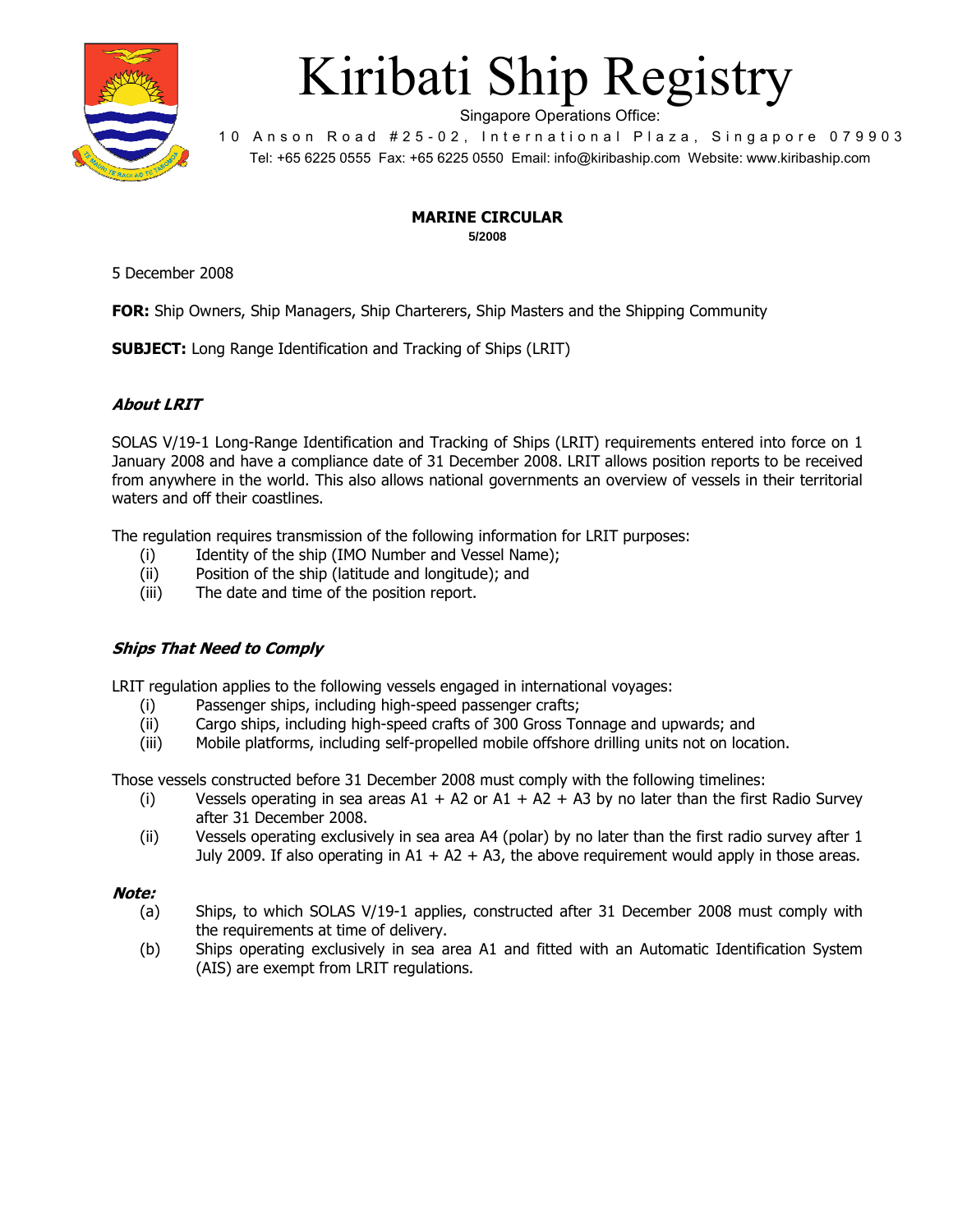# Kiribati Ship Registry

Singapore Operations Office:

10 Anson Road #25-02, International Plaza, Singapore 079903

Tel: +65 6225 0555 Fax: +65 6225 0550 Email: info@kiribaship.com Website: www.kiribaship.com

## MARINE CIRCULAR

**5/2008**

5 December 2008

**FOR:** Ship Owners, Ship Managers, Ship Charterers, Ship Masters and the Shipping Community

**SUBJECT:** Long Range Identification and Tracking of Ships (LRIT)

### *About LRIT*

SOLAS V/19-1 Long-Range Identification and Tracking of Ships (LRIT) requirements entered into force on 1 January 2008 and have a compliance date of 31 December 2008. LRIT allows position reports to be received from anywhere in the world. This also allows national governments an overview of vessels in their territorial waters and off their coastlines.

The regulation requires transmission of the following information for LRIT purposes:

- (i) Identity of the ship (IMO Number and Vessel Name);
- (ii) Position of the ship (latitude and longitude); and
- (iii) The date and time of the position report.

### *Ships That Need to Comply*

LRIT regulation applies to the following vessels engaged in international voyages:

- (i) Passenger ships, including high-speed passenger crafts;
- (ii) Cargo ships, including high-speed crafts of 300 Gross Tonnage and upwards; and
- (iii) Mobile platforms, including self-propelled mobile offshore drilling units not on location.

Those vessels constructed before 31 December 2008 must comply with the following timelines:

- (i) Vessels operating in sea areas A1 + A2 or A1 + A2 + A3 by no later than the first Radio Survey after 31 December 2008.
- (ii) Vessels operating exclusively in sea area A4 (polar) by no later than the first radio survey after 1 July 2009. If also operating in A1 + A2 + A3, the above requirement would apply in those areas.

***Note:***

- (a) Ships, to which SOLAS V/19-1 applies, constructed after 31 December 2008 must comply with the requirements at time of delivery.
- (b) Ships operating exclusively in sea area A1 and fitted with an Automatic Identification System (AIS) are exempt from LRIT regulations.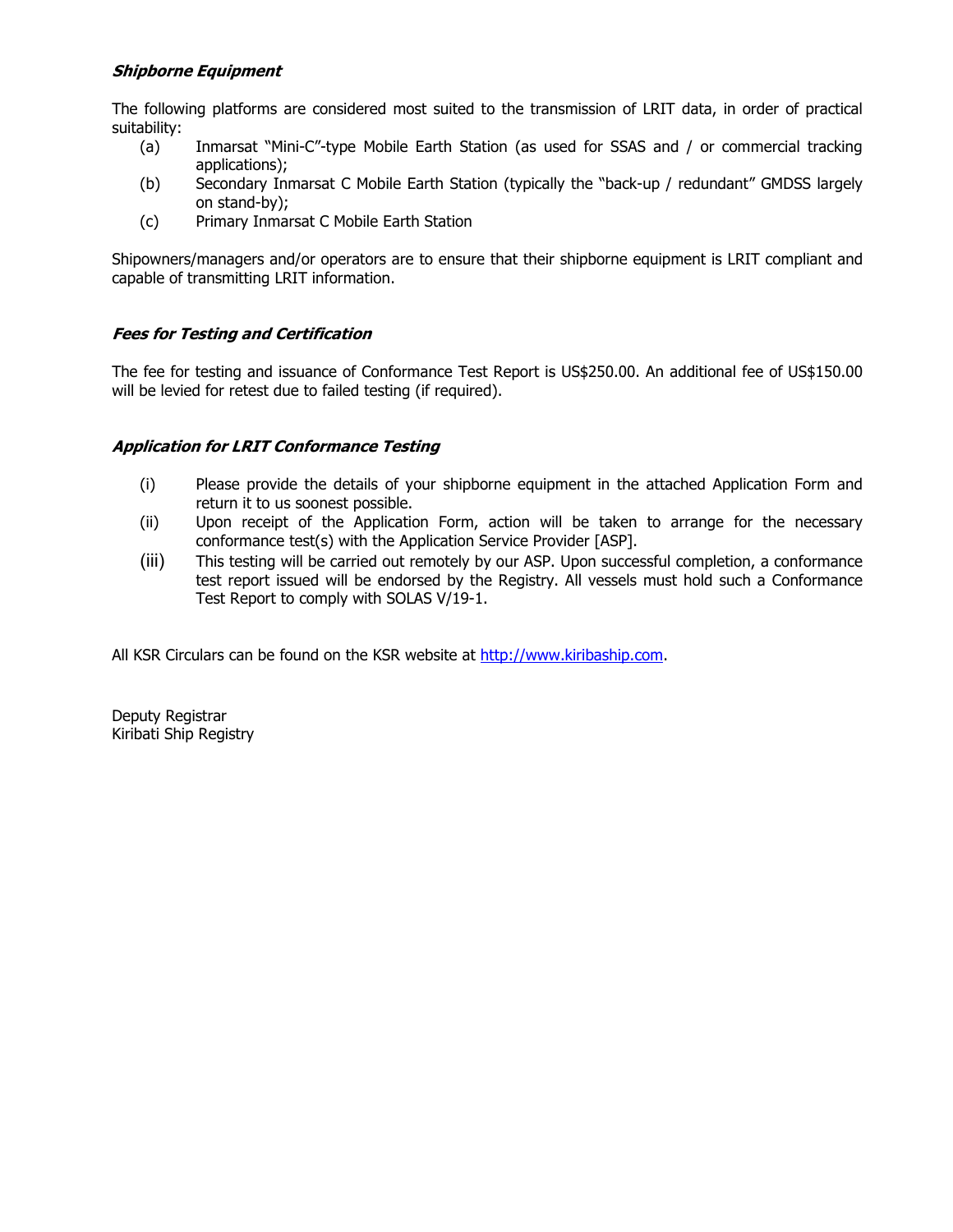***Shipborne Equipment***

The following platforms are considered most suited to the transmission of LRIT data, in order of practical suitability:

(a) Inmarsat "Mini-C"-type Mobile Earth Station (as used for SSAS and / or commercial tracking applications);

(b) Secondary Inmarsat C Mobile Earth Station (typically the "back-up / redundant" GMDSS largely on stand-by);

(c) Primary Inmarsat C Mobile Earth Station

Shipowners/managers and/or operators are to ensure that their shipborne equipment is LRIT compliant and capable of transmitting LRIT information.

***Fees for Testing and Certification***

The fee for testing and issuance of Conformance Test Report is US$250.00. An additional fee of US$150.00 will be levied for retest due to failed testing (if required).

***Application for LRIT Conformance Testing***

(i) Please provide the details of your shipborne equipment in the attached Application Form and return it to us soonest possible.

(ii) Upon receipt of the Application Form, action will be taken to arrange for the necessary conformance test(s) with the Application Service Provider [ASP].

(iii) This testing will be carried out remotely by our ASP. Upon successful completion, a conformance test report issued will be endorsed by the Registry. All vessels must hold such a Conformance Test Report to comply with SOLAS V/19-1.

All KSR Circulars can be found on the KSR website at http://www.kiribaship.com.

Deputy Registrar
Kiribati Ship Registry